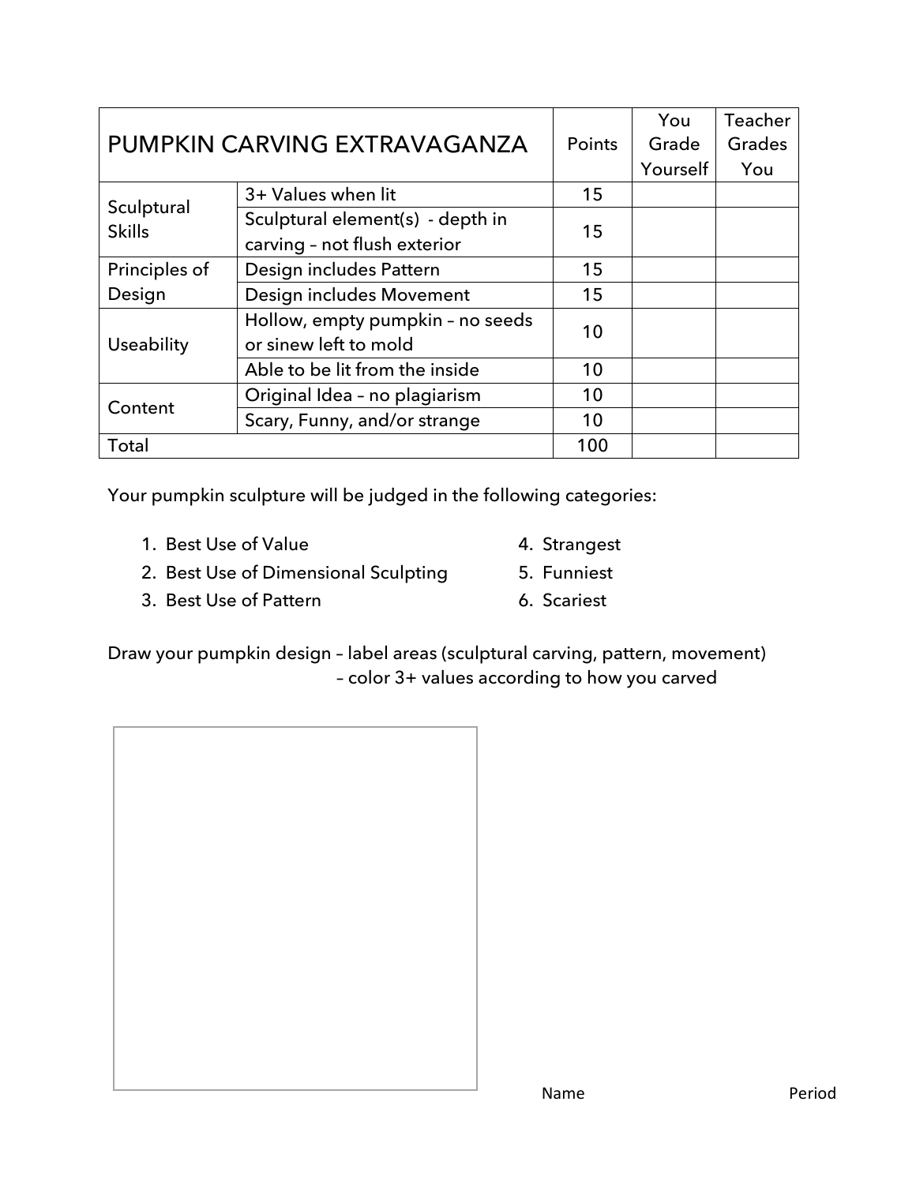| PUMPKIN CARVING EXTRAVAGANZA | | Points | You Grade Yourself | Teacher Grades You |
|---|---|---|---|---|
| Sculptural Skills | 3+ Values when lit | 15 | | |
| | Sculptural element(s) - depth in carving – not flush exterior | 15 | | |
| Principles of Design | Design includes Pattern | 15 | | |
| | Design includes Movement | 15 | | |
| Useability | Hollow, empty pumpkin – no seeds or sinew left to mold | 10 | | |
| | Able to be lit from the inside | 10 | | |
| Content | Original Idea – no plagiarism | 10 | | |
| | Scary, Funny, and/or strange | 10 | | |
| Total | | 100 | | |

Your pumpkin sculpture will be judged in the following categories:

1. Best Use of Value
2. Best Use of Dimensional Sculpting
3. Best Use of Pattern
4. Strangest
5. Funniest
6. Scariest

Draw your pumpkin design – label areas (sculptural carving, pattern, movement)
– color 3+ values according to how you carved

Name

Period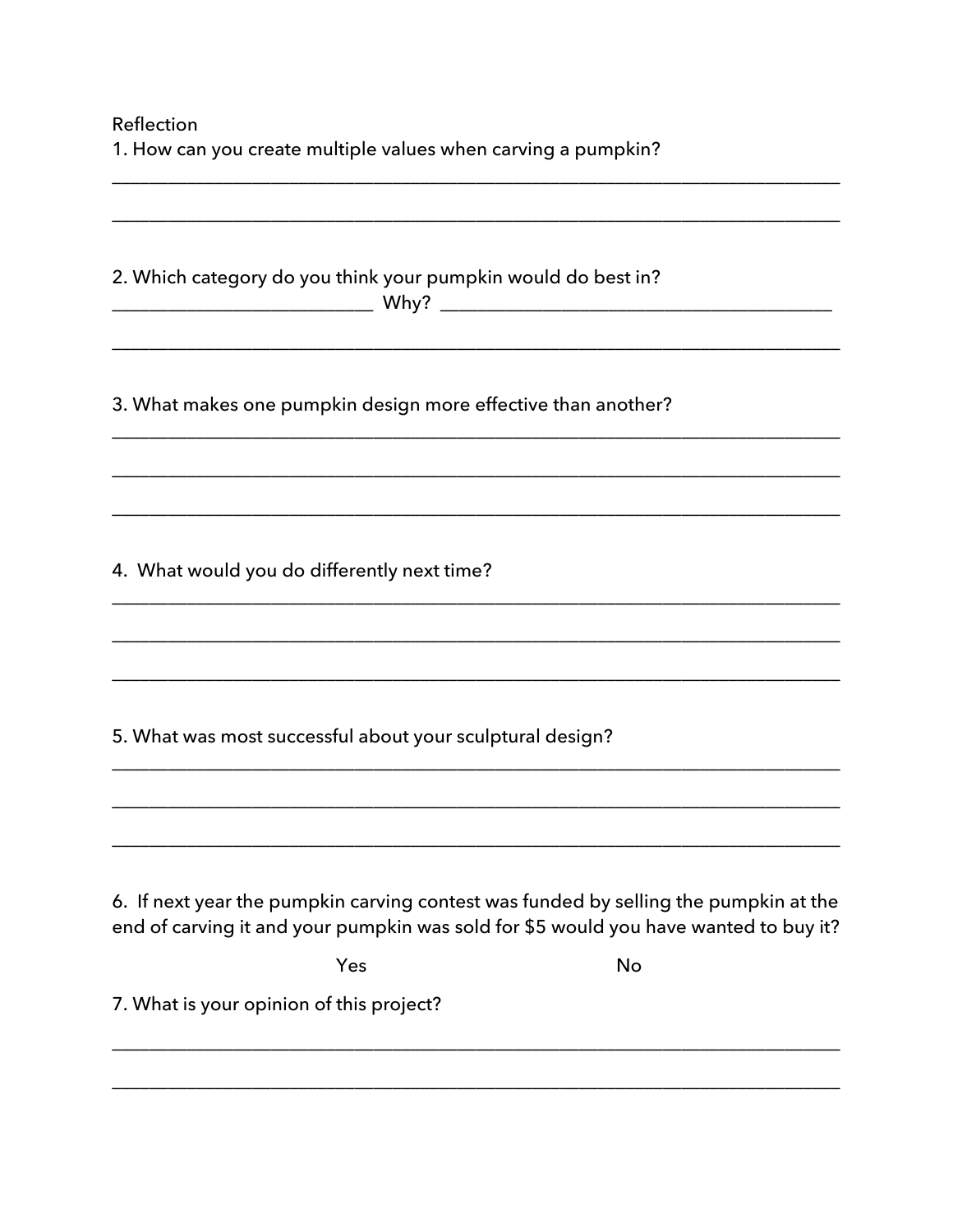Reflection

1. How can you create multiple values when carving a pumpkin?

________________________________________________________________________________

________________________________________________________________________________

2. Which category do you think your pumpkin would do best in?

______________________________ Why? ____________________________________________

________________________________________________________________________________

3. What makes one pumpkin design more effective than another?

________________________________________________________________________________

________________________________________________________________________________

________________________________________________________________________________

4. What would you do differently next time?

________________________________________________________________________________

________________________________________________________________________________

________________________________________________________________________________

5. What was most successful about your sculptural design?

________________________________________________________________________________

________________________________________________________________________________

________________________________________________________________________________

6. If next year the pumpkin carving contest was funded by selling the pumpkin at the end of carving it and your pumpkin was sold for $5 would you have wanted to buy it?

Yes                                        No

7. What is your opinion of this project?

________________________________________________________________________________

________________________________________________________________________________